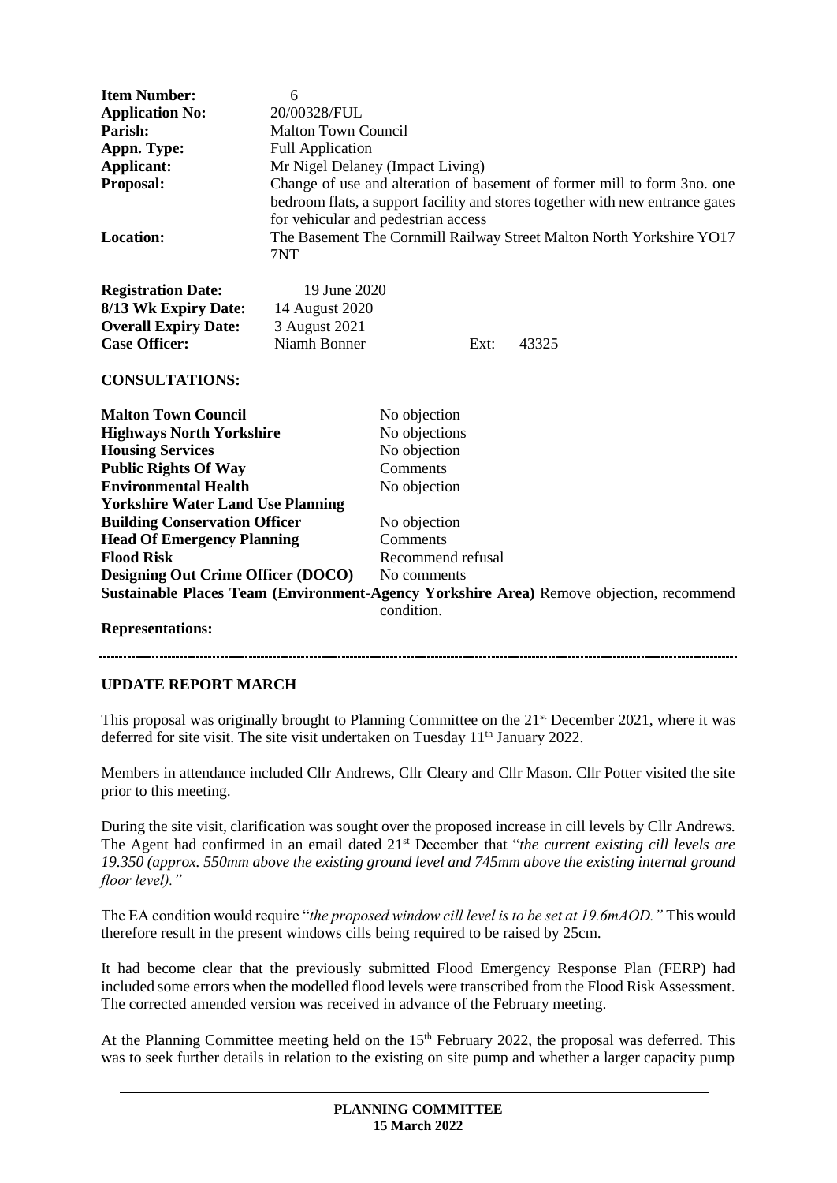| | |
|---|---|
| **Item Number:** | 6 |
| **Application No:** | 20/00328/FUL |
| **Parish:** | Malton Town Council |
| **Appn. Type:** | Full Application |
| **Applicant:** | Mr Nigel Delaney (Impact Living) |
| **Proposal:** | Change of use and alteration of basement of former mill to form 3no. one bedroom flats, a support facility and stores together with new entrance gates for vehicular and pedestrian access |
| **Location:** | The Basement The Cornmill Railway Street Malton North Yorkshire YO17 7NT |

| | | | |
|---|---|---|---|
| **Registration Date:** | 19 June 2020 | | |
| **8/13 Wk Expiry Date:** | 14 August 2020 | | |
| **Overall Expiry Date:** | 3 August 2021 | | |
| **Case Officer:** | Niamh Bonner | Ext: | 43325 |

**CONSULTATIONS:**

| | |
|---|---|
| **Malton Town Council** | No objection |
| **Highways North Yorkshire** | No objections |
| **Housing Services** | No objection |
| **Public Rights Of Way** | Comments |
| **Environmental Health** | No objection |
| **Yorkshire Water Land Use Planning** | |
| **Building Conservation Officer** | No objection |
| **Head Of Emergency Planning** | Comments |
| **Flood Risk** | Recommend refusal |
| **Designing Out Crime Officer (DOCO)** | No comments |
| **Sustainable Places Team (Environment-Agency Yorkshire Area)** | Remove objection, recommend condition. |

**Representations:**

---

**UPDATE REPORT MARCH**

This proposal was originally brought to Planning Committee on the 21st December 2021, where it was deferred for site visit. The site visit undertaken on Tuesday 11th January 2022.

Members in attendance included Cllr Andrews, Cllr Cleary and Cllr Mason. Cllr Potter visited the site prior to this meeting.

During the site visit, clarification was sought over the proposed increase in cill levels by Cllr Andrews. The Agent had confirmed in an email dated 21st December that "*the current existing cill levels are 19.350 (approx. 550mm above the existing ground level and 745mm above the existing internal ground floor level).*"

The EA condition would require "*the proposed window cill level is to be set at 19.6mAOD.*" This would therefore result in the present windows cills being required to be raised by 25cm.

It had become clear that the previously submitted Flood Emergency Response Plan (FERP) had included some errors when the modelled flood levels were transcribed from the Flood Risk Assessment. The corrected amended version was received in advance of the February meeting.

At the Planning Committee meeting held on the 15th February 2022, the proposal was deferred. This was to seek further details in relation to the existing on site pump and whether a larger capacity pump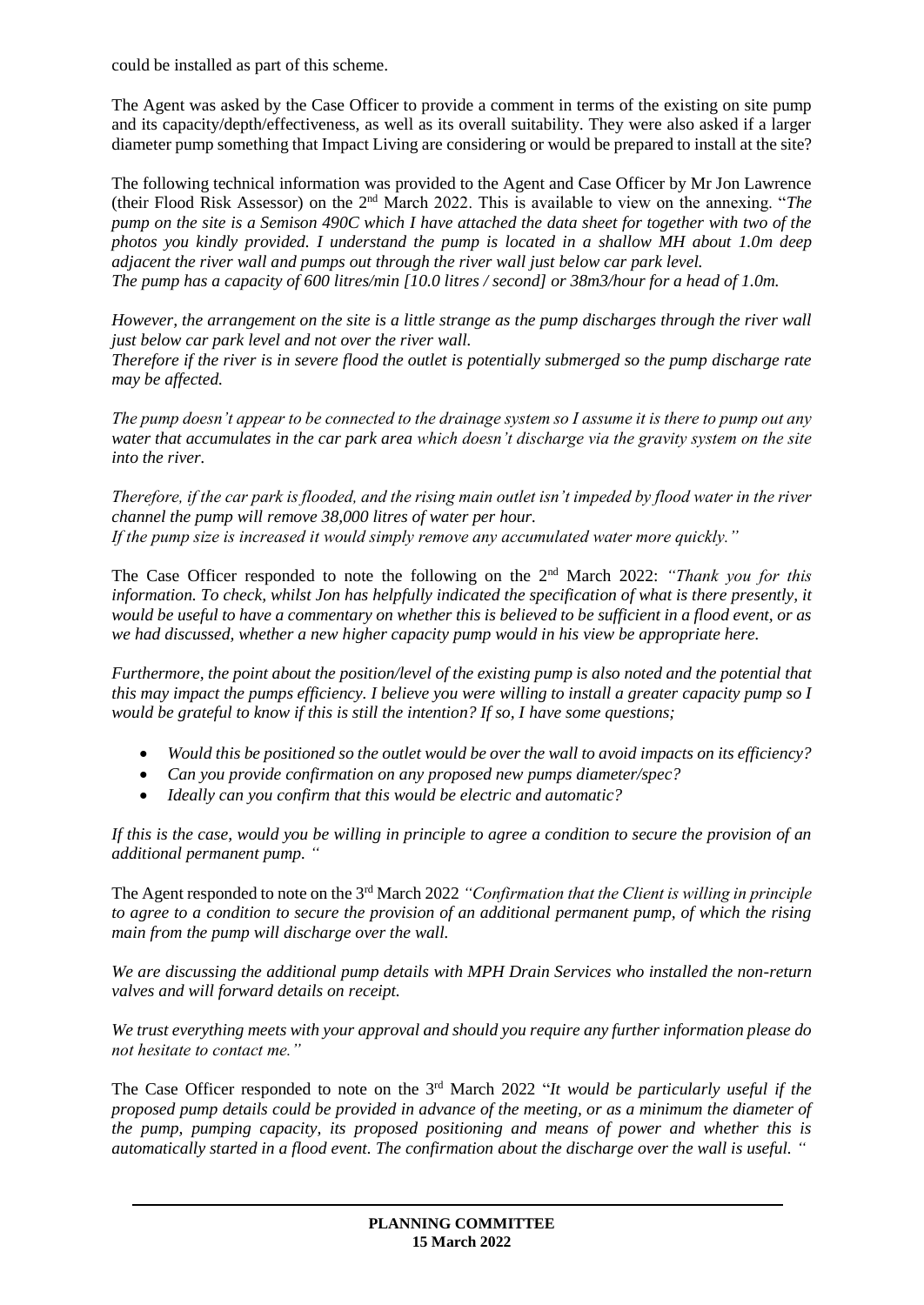could be installed as part of this scheme.

The Agent was asked by the Case Officer to provide a comment in terms of the existing on site pump and its capacity/depth/effectiveness, as well as its overall suitability. They were also asked if a larger diameter pump something that Impact Living are considering or would be prepared to install at the site?

The following technical information was provided to the Agent and Case Officer by Mr Jon Lawrence (their Flood Risk Assessor) on the 2nd March 2022. This is available to view on the annexing. "*The pump on the site is a Semison 490C which I have attached the data sheet for together with two of the photos you kindly provided. I understand the pump is located in a shallow MH about 1.0m deep adjacent the river wall and pumps out through the river wall just below car park level.*
*The pump has a capacity of 600 litres/min [10.0 litres / second] or 38m3/hour for a head of 1.0m.*

*However, the arrangement on the site is a little strange as the pump discharges through the river wall just below car park level and not over the river wall.*
*Therefore if the river is in severe flood the outlet is potentially submerged so the pump discharge rate may be affected.*

*The pump doesn't appear to be connected to the drainage system so I assume it is there to pump out any water that accumulates in the car park area which doesn't discharge via the gravity system on the site into the river.*

*Therefore, if the car park is flooded, and the rising main outlet isn't impeded by flood water in the river channel the pump will remove 38,000 litres of water per hour.*
*If the pump size is increased it would simply remove any accumulated water more quickly."*

The Case Officer responded to note the following on the 2nd March 2022: *"Thank you for this information. To check, whilst Jon has helpfully indicated the specification of what is there presently, it would be useful to have a commentary on whether this is believed to be sufficient in a flood event, or as we had discussed, whether a new higher capacity pump would in his view be appropriate here.*

*Furthermore, the point about the position/level of the existing pump is also noted and the potential that this may impact the pumps efficiency. I believe you were willing to install a greater capacity pump so I would be grateful to know if this is still the intention? If so, I have some questions;*

- *Would this be positioned so the outlet would be over the wall to avoid impacts on its efficiency?*
- *Can you provide confirmation on any proposed new pumps diameter/spec?*
- *Ideally can you confirm that this would be electric and automatic?*

*If this is the case, would you be willing in principle to agree a condition to secure the provision of an additional permanent pump. "*

The Agent responded to note on the 3rd March 2022 *"Confirmation that the Client is willing in principle to agree to a condition to secure the provision of an additional permanent pump, of which the rising main from the pump will discharge over the wall.*

*We are discussing the additional pump details with MPH Drain Services who installed the non-return valves and will forward details on receipt.*

*We trust everything meets with your approval and should you require any further information please do not hesitate to contact me."*

The Case Officer responded to note on the 3rd March 2022 "*It would be particularly useful if the proposed pump details could be provided in advance of the meeting, or as a minimum the diameter of the pump, pumping capacity, its proposed positioning and means of power and whether this is automatically started in a flood event. The confirmation about the discharge over the wall is useful. "*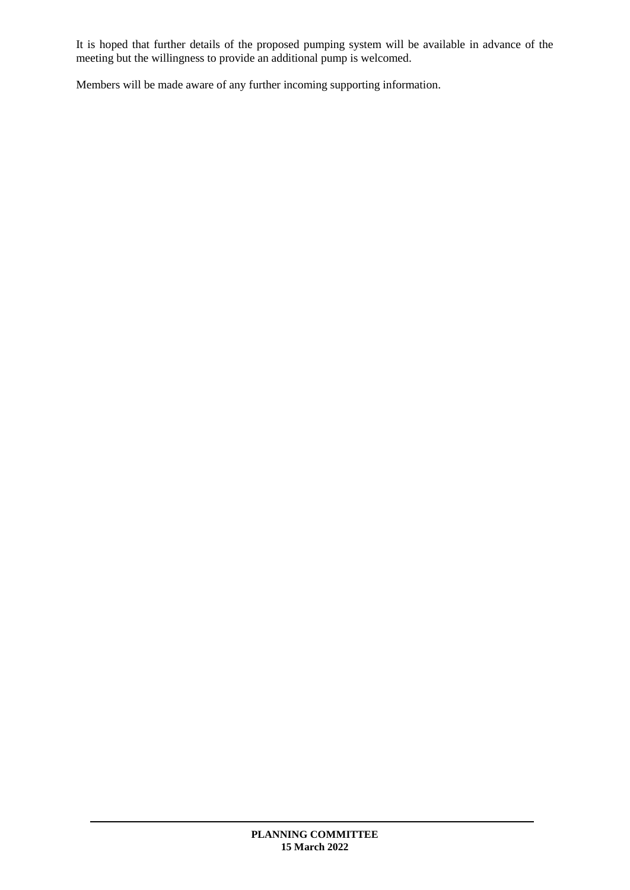It is hoped that further details of the proposed pumping system will be available in advance of the meeting but the willingness to provide an additional pump is welcomed.

Members will be made aware of any further incoming supporting information.